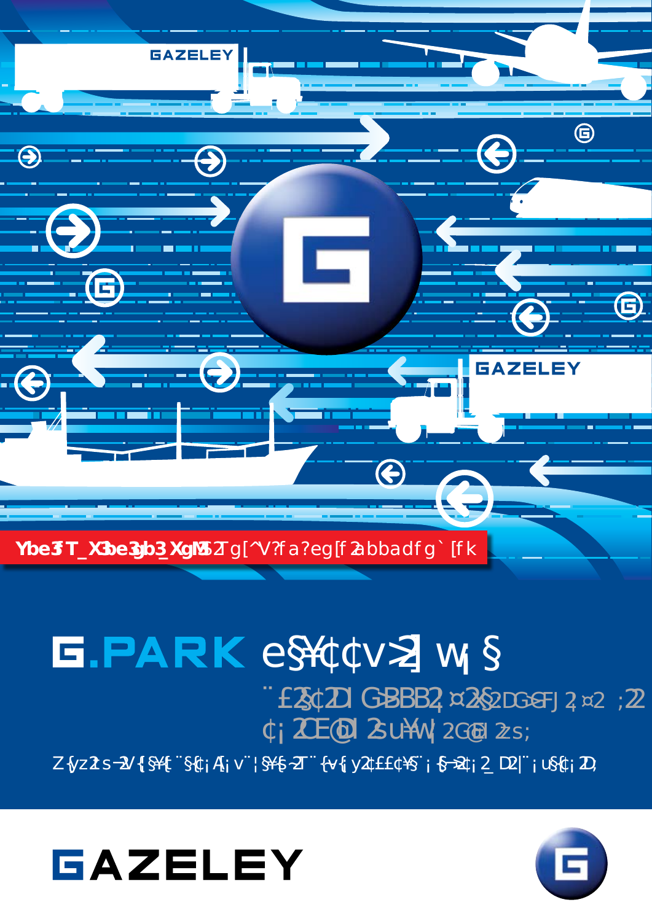**Ybe3T_X3be3gb3_XgM** 52Tg[^V?fa?eg[f2abbadfg`[fk

# G.PARK e§¥¢¢v≥ w¡§

¨£2§¢2DI G-BBB2¸¤2§2DG-FJ 2¸¤2 ;22

¢¡ 2OE@DI 2sU¥W¡ 2G@I 2zs;

Z{yz2s-2V{§¥{¨§¢¡A¡v¨¦§¥§-2T¨{v{y2¢££¢¥§¨¡§-2¢¡ 2_D2|¨¡u§¢¡ 2D;

GAZELEY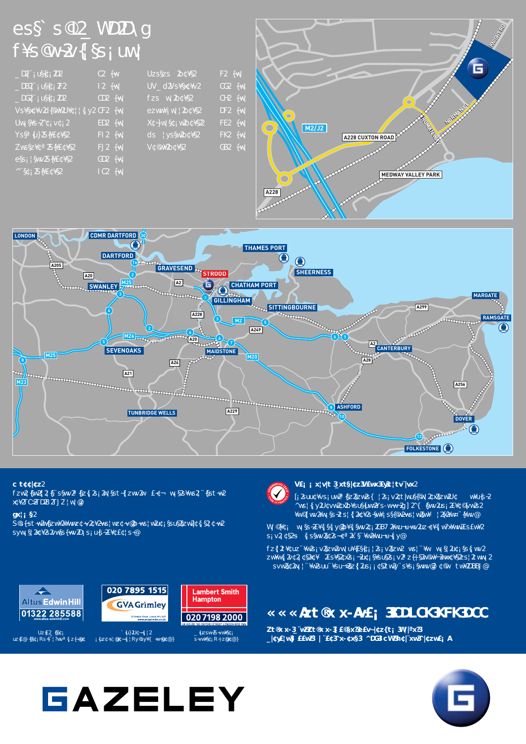M2/J2
A228 CUXTON ROAD
MEDWAY VALLEY PARK
A228
KNIGHT RD
ROMAN WAY
NORMAN CL

LONDON
CDMR DARTFORD
DARTFORD
GRAVESEND
STROOD
THAMES PORT
SHEERNESS
CHATHAM PORT
GILLINGHAM
SWANLEY
SITTINGBOURNE
SEVENOAKS
MAIDSTONE
CANTERBURY
MARGATE
RAMSGATE
TUNBRIDGE WELLS
ASHFORD
DOVER
FOLKESTONE
A205
A20
M25
A2
A228
M2
A249
A299
A28
M26
M20
A26
A21
M23
A229
A256

Altus Edwin Hill
01322 285588
www.altus-edwinhill.com

020 7895 1515
GVA Grimley
www.gvagrimley.co.uk

Lambert Smith Hampton
020 7198 2000

GAZELEY